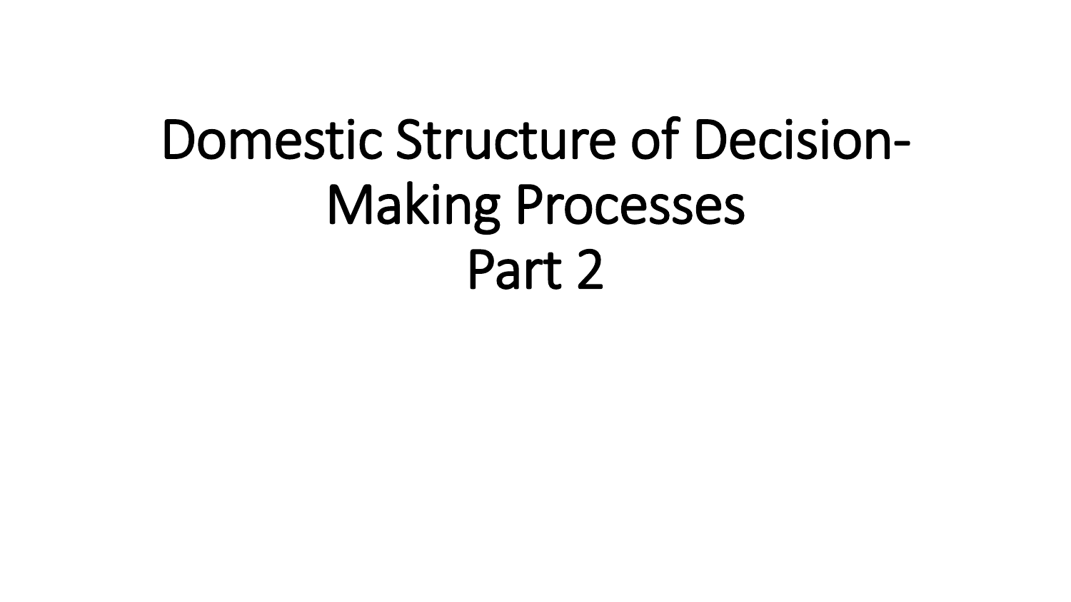# Domestic Structure of Decision-Making Processes
## Part 2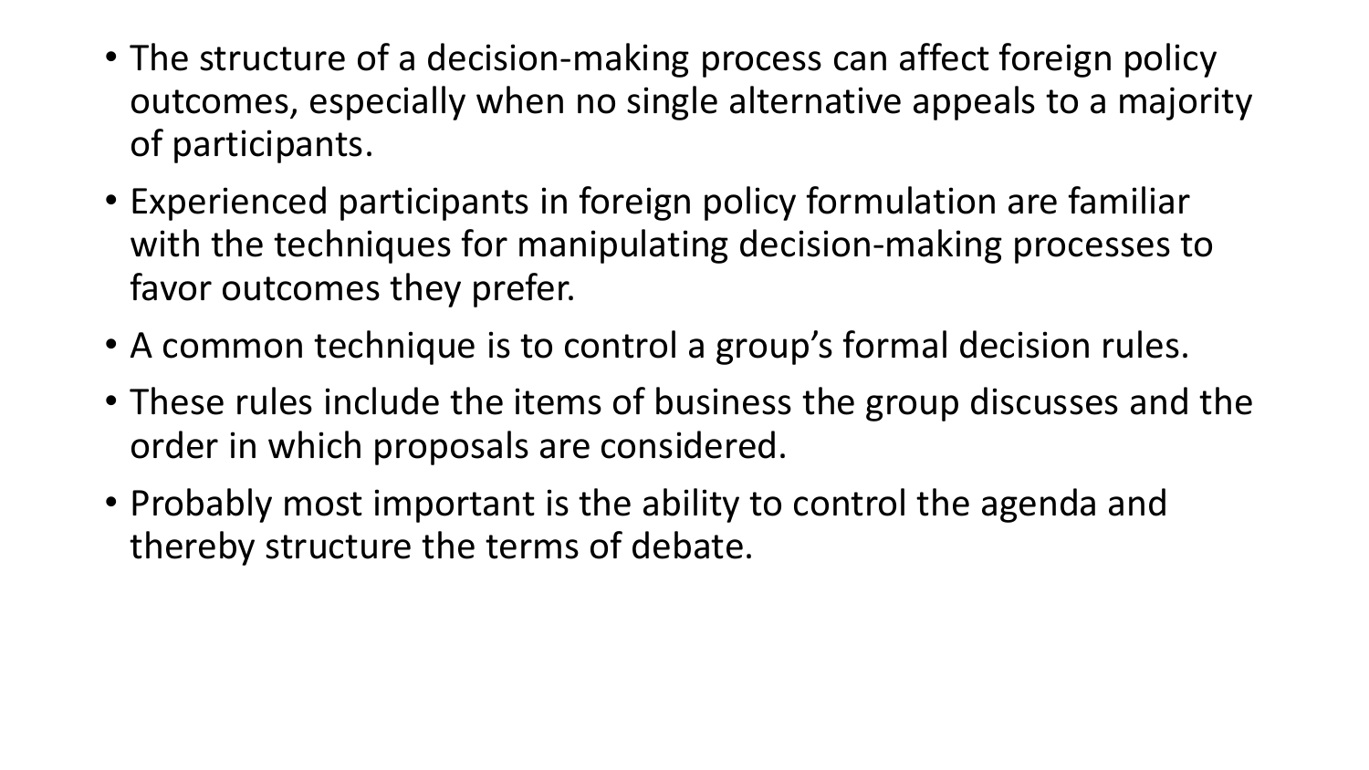- The structure of a decision-making process can affect foreign policy outcomes, especially when no single alternative appeals to a majority of participants.
- Experienced participants in foreign policy formulation are familiar with the techniques for manipulating decision-making processes to favor outcomes they prefer.
- A common technique is to control a group's formal decision rules.
- These rules include the items of business the group discusses and the order in which proposals are considered.
- Probably most important is the ability to control the agenda and thereby structure the terms of debate.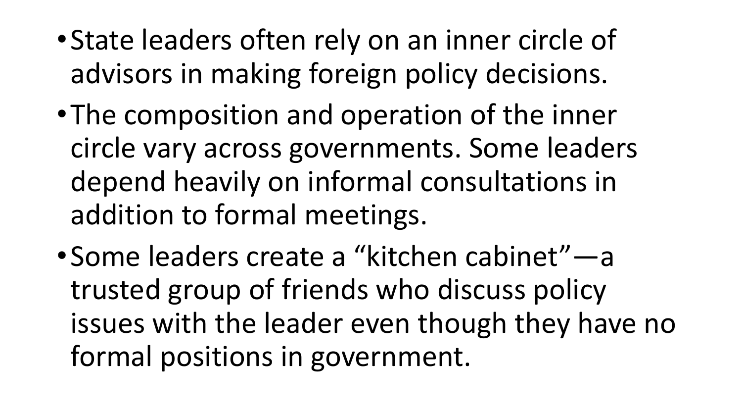- State leaders often rely on an inner circle of advisors in making foreign policy decisions.
- The composition and operation of the inner circle vary across governments. Some leaders depend heavily on informal consultations in addition to formal meetings.
- Some leaders create a “kitchen cabinet”—a trusted group of friends who discuss policy issues with the leader even though they have no formal positions in government.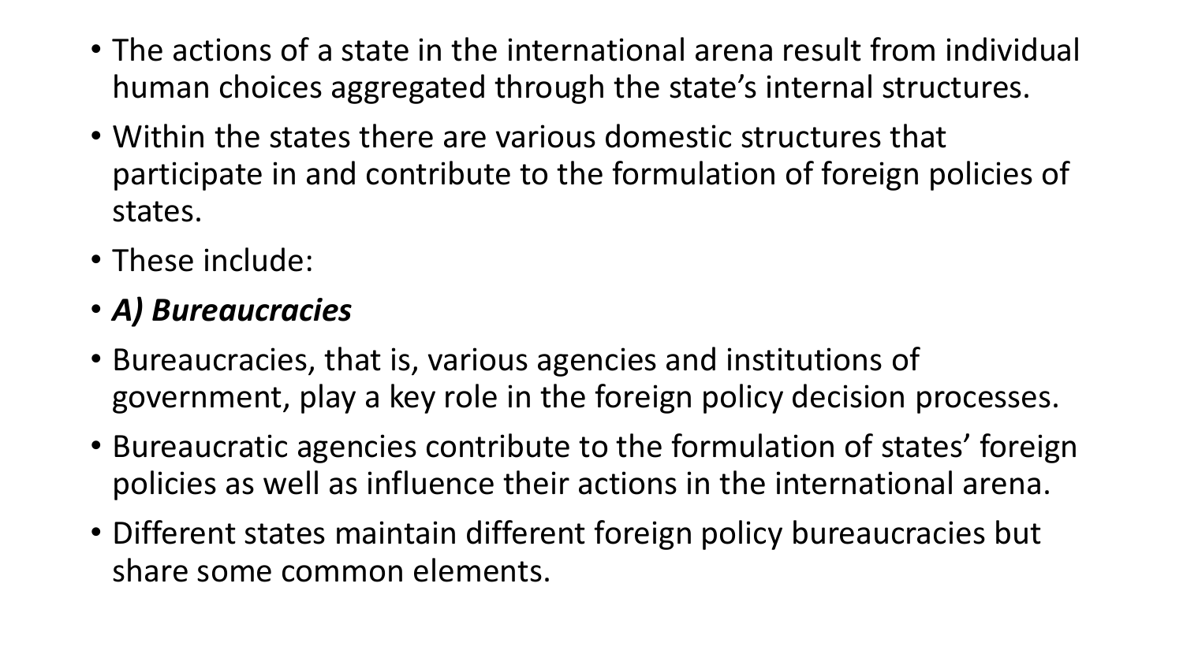- The actions of a state in the international arena result from individual human choices aggregated through the state's internal structures.
- Within the states there are various domestic structures that participate in and contribute to the formulation of foreign policies of states.
- These include:
- ***A) Bureaucracies***
- Bureaucracies, that is, various agencies and institutions of government, play a key role in the foreign policy decision processes.
- Bureaucratic agencies contribute to the formulation of states' foreign policies as well as influence their actions in the international arena.
- Different states maintain different foreign policy bureaucracies but share some common elements.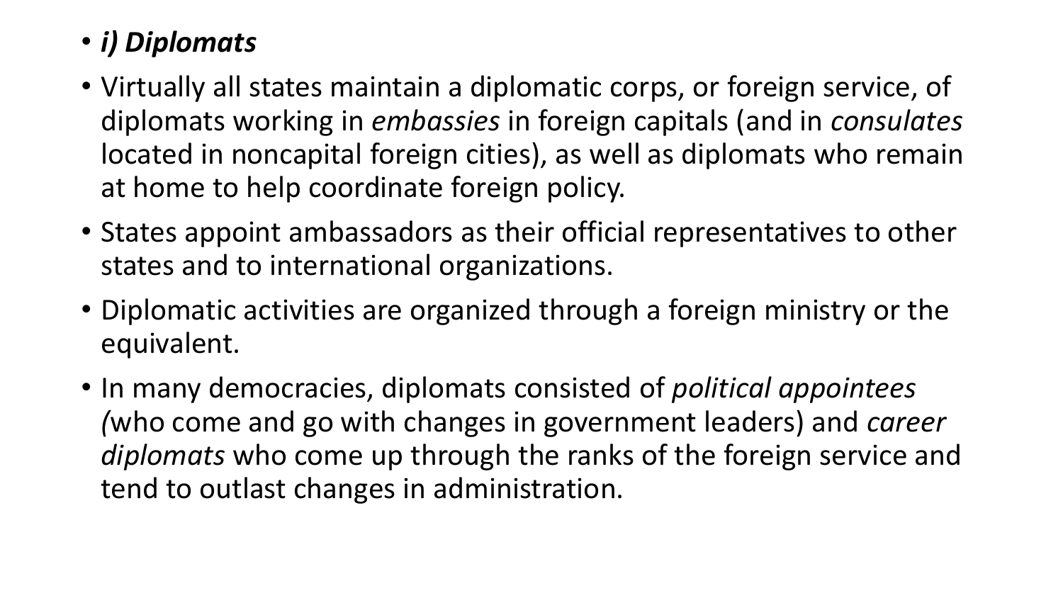- ***i) Diplomats***
- Virtually all states maintain a diplomatic corps, or foreign service, of diplomats working in *embassies* in foreign capitals (and in *consulates* located in noncapital foreign cities), as well as diplomats who remain at home to help coordinate foreign policy.
- States appoint ambassadors as their official representatives to other states and to international organizations.
- Diplomatic activities are organized through a foreign ministry or the equivalent.
- In many democracies, diplomats consisted of *political appointees (*who come and go with changes in government leaders) and *career diplomats* who come up through the ranks of the foreign service and tend to outlast changes in administration.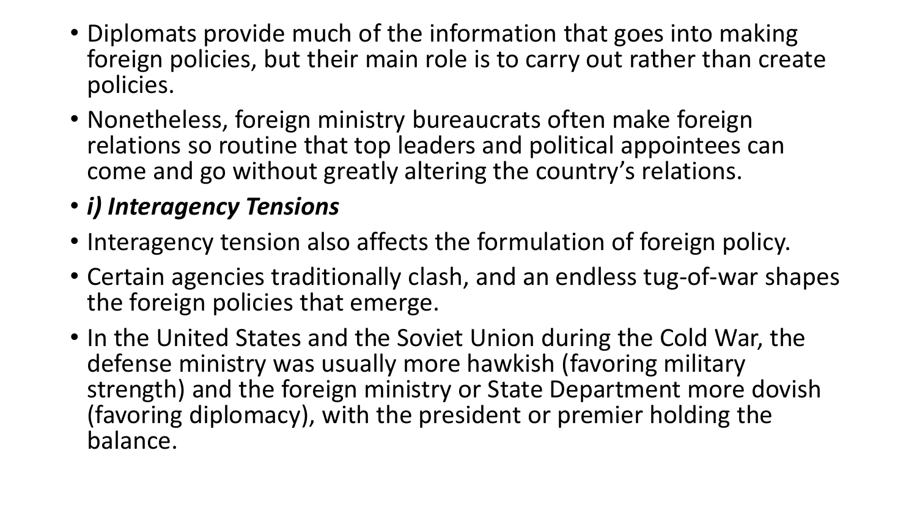- Diplomats provide much of the information that goes into making foreign policies, but their main role is to carry out rather than create policies.
- Nonetheless, foreign ministry bureaucrats often make foreign relations so routine that top leaders and political appointees can come and go without greatly altering the country's relations.
- ***i) Interagency Tensions***
- Interagency tension also affects the formulation of foreign policy.
- Certain agencies traditionally clash, and an endless tug-of-war shapes the foreign policies that emerge.
- In the United States and the Soviet Union during the Cold War, the defense ministry was usually more hawkish (favoring military strength) and the foreign ministry or State Department more dovish (favoring diplomacy), with the president or premier holding the balance.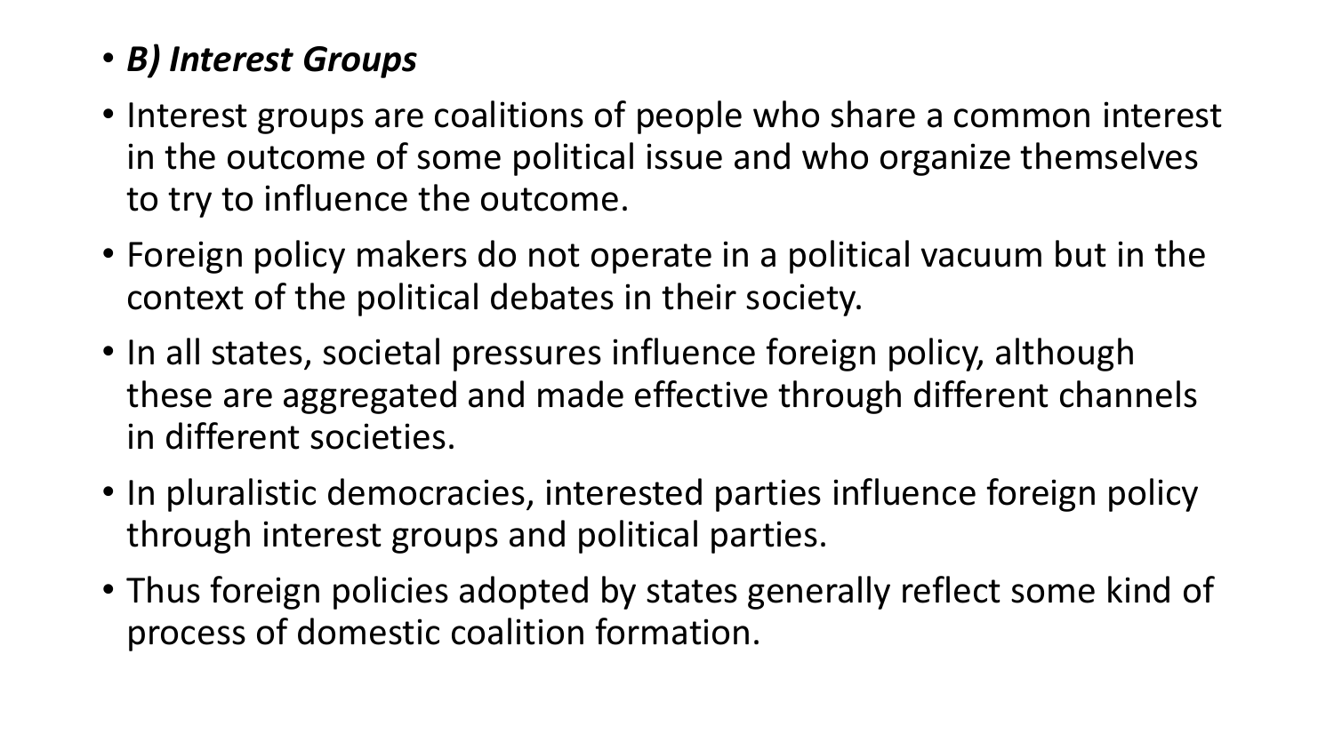- ***B) Interest Groups***
- Interest groups are coalitions of people who share a common interest in the outcome of some political issue and who organize themselves to try to influence the outcome.
- Foreign policy makers do not operate in a political vacuum but in the context of the political debates in their society.
- In all states, societal pressures influence foreign policy, although these are aggregated and made effective through different channels in different societies.
- In pluralistic democracies, interested parties influence foreign policy through interest groups and political parties.
- Thus foreign policies adopted by states generally reflect some kind of process of domestic coalition formation.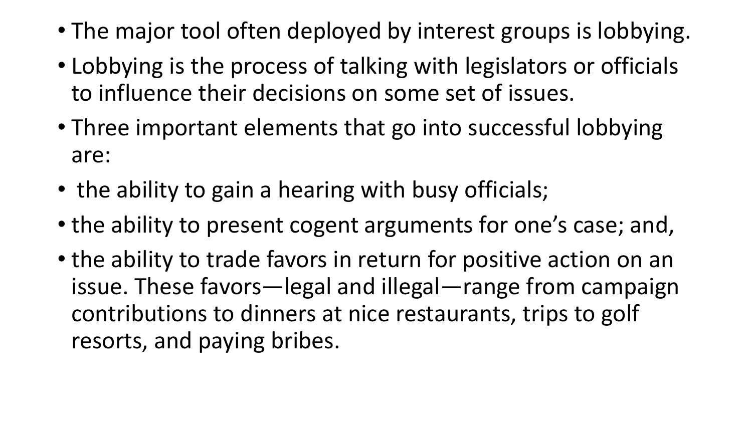- The major tool often deployed by interest groups is lobbying.
- Lobbying is the process of talking with legislators or officials to influence their decisions on some set of issues.
- Three important elements that go into successful lobbying are:
- the ability to gain a hearing with busy officials;
- the ability to present cogent arguments for one's case; and,
- the ability to trade favors in return for positive action on an issue. These favors—legal and illegal—range from campaign contributions to dinners at nice restaurants, trips to golf resorts, and paying bribes.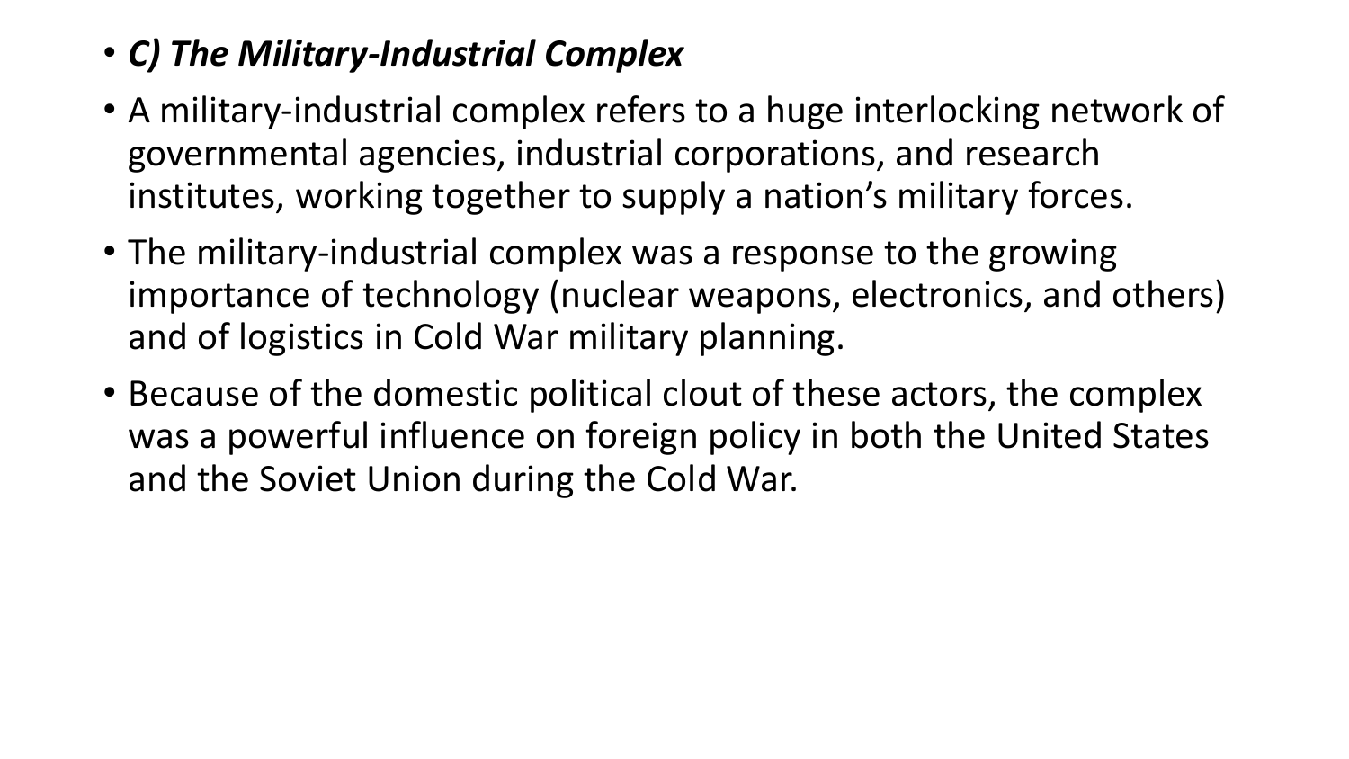- ***C) The Military-Industrial Complex***
- A military-industrial complex refers to a huge interlocking network of governmental agencies, industrial corporations, and research institutes, working together to supply a nation's military forces.
- The military-industrial complex was a response to the growing importance of technology (nuclear weapons, electronics, and others) and of logistics in Cold War military planning.
- Because of the domestic political clout of these actors, the complex was a powerful influence on foreign policy in both the United States and the Soviet Union during the Cold War.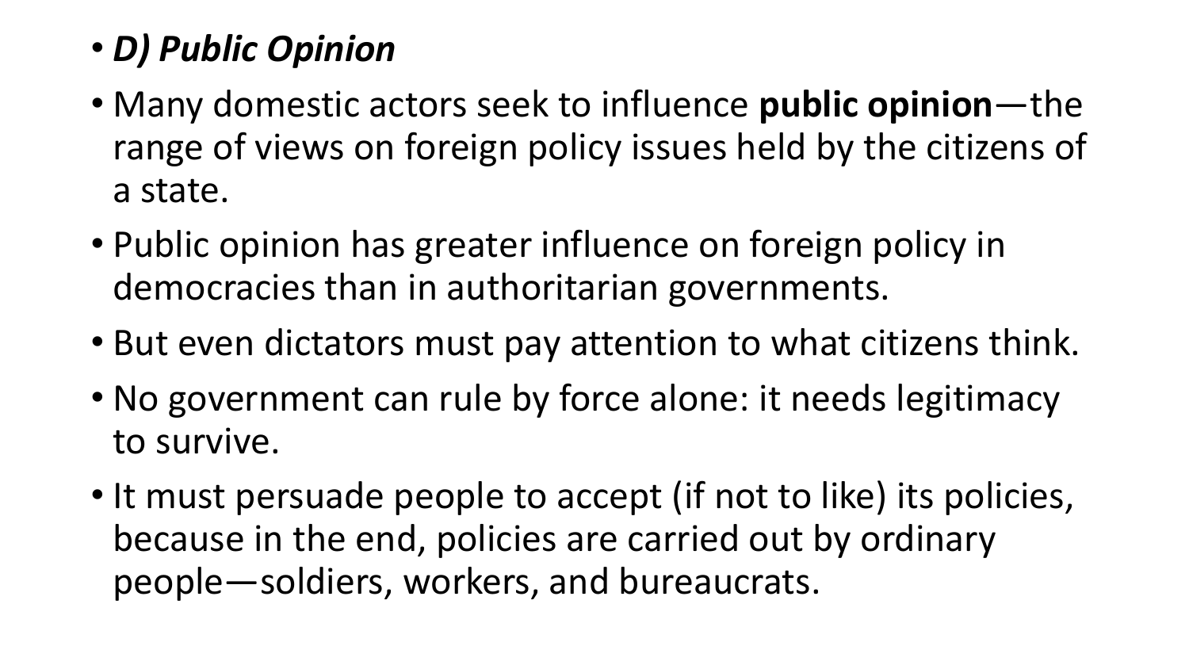- ***D) Public Opinion***
- Many domestic actors seek to influence **public opinion**—the range of views on foreign policy issues held by the citizens of a state.
- Public opinion has greater influence on foreign policy in democracies than in authoritarian governments.
- But even dictators must pay attention to what citizens think.
- No government can rule by force alone: it needs legitimacy to survive.
- It must persuade people to accept (if not to like) its policies, because in the end, policies are carried out by ordinary people—soldiers, workers, and bureaucrats.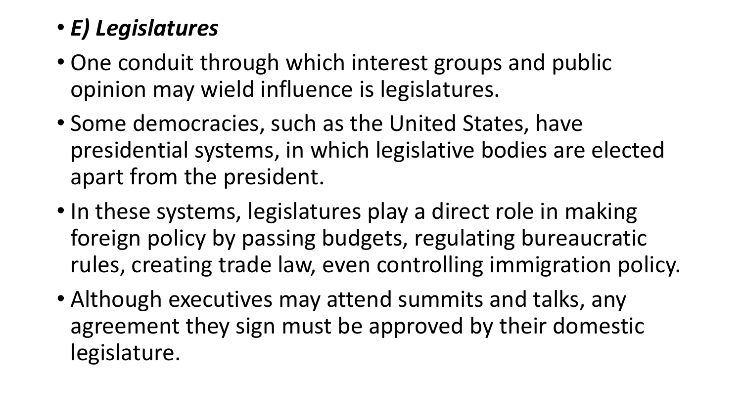- ***E) Legislatures***
- One conduit through which interest groups and public opinion may wield influence is legislatures.
- Some democracies, such as the United States, have presidential systems, in which legislative bodies are elected apart from the president.
- In these systems, legislatures play a direct role in making foreign policy by passing budgets, regulating bureaucratic rules, creating trade law, even controlling immigration policy.
- Although executives may attend summits and talks, any agreement they sign must be approved by their domestic legislature.